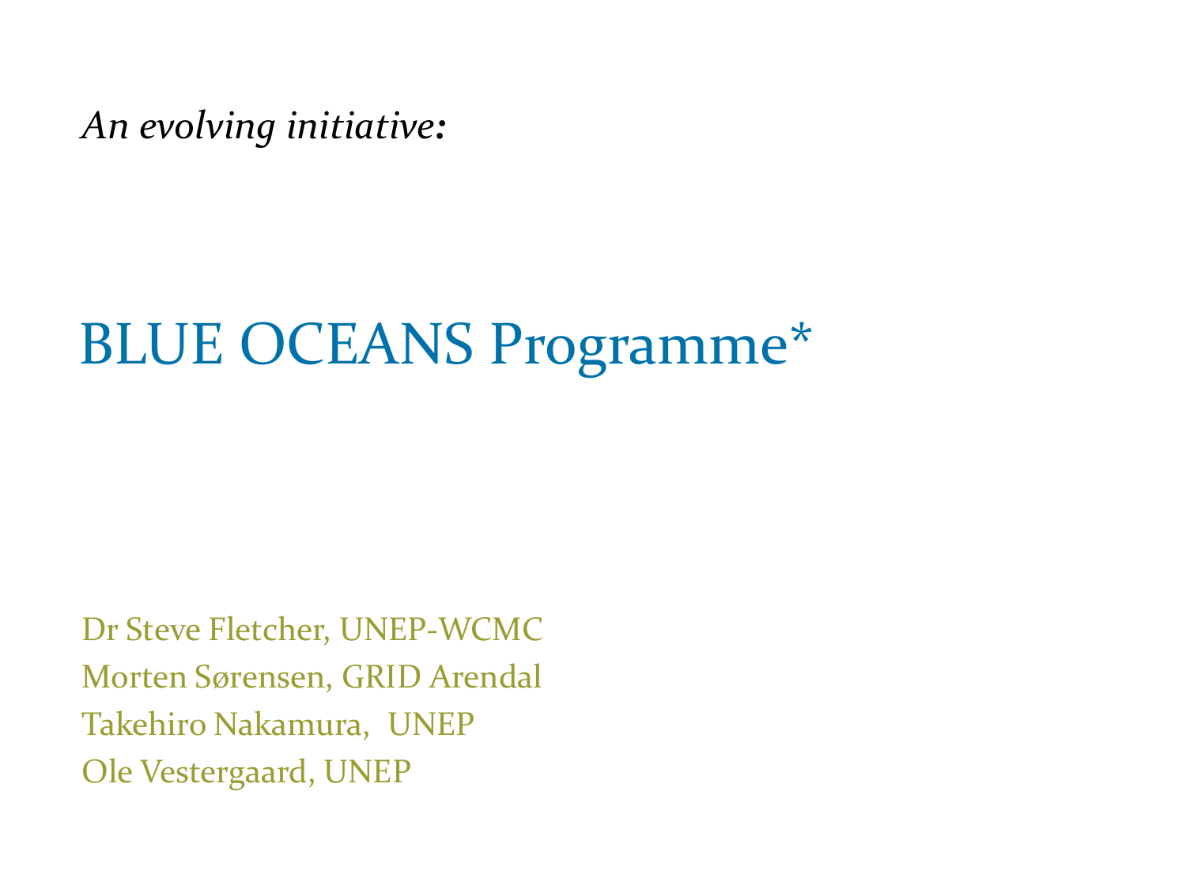*An evolving initiative:*

# BLUE OCEANS Programme*

Dr Steve Fletcher, UNEP-WCMC
Morten Sørensen, GRID Arendal
Takehiro Nakamura, UNEP
Ole Vestergaard, UNEP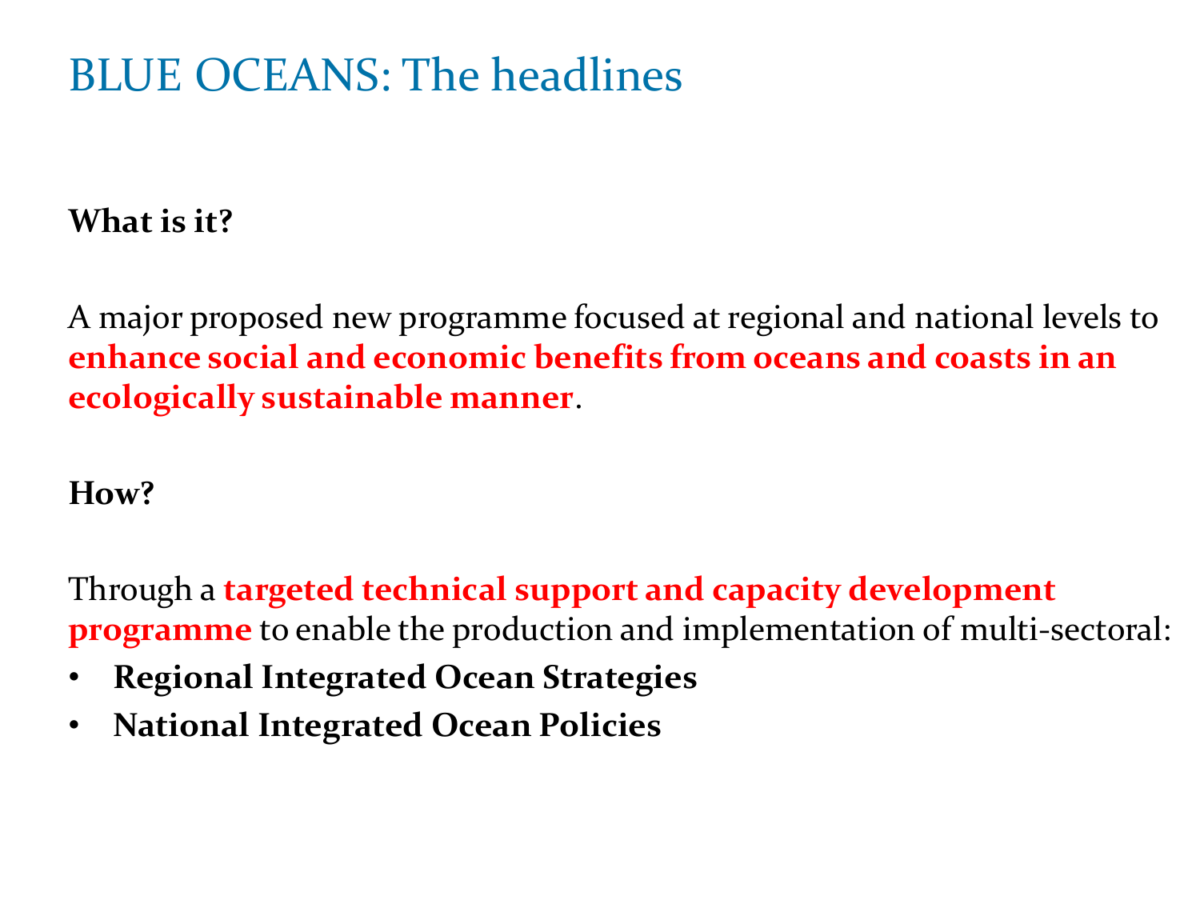# BLUE OCEANS: The headlines

**What is it?**

A major proposed new programme focused at regional and national levels to **enhance social and economic benefits from oceans and coasts in an ecologically sustainable manner**.

**How?**

Through a **targeted technical support and capacity development programme** to enable the production and implementation of multi-sectoral:

- **Regional Integrated Ocean Strategies**
- **National Integrated Ocean Policies**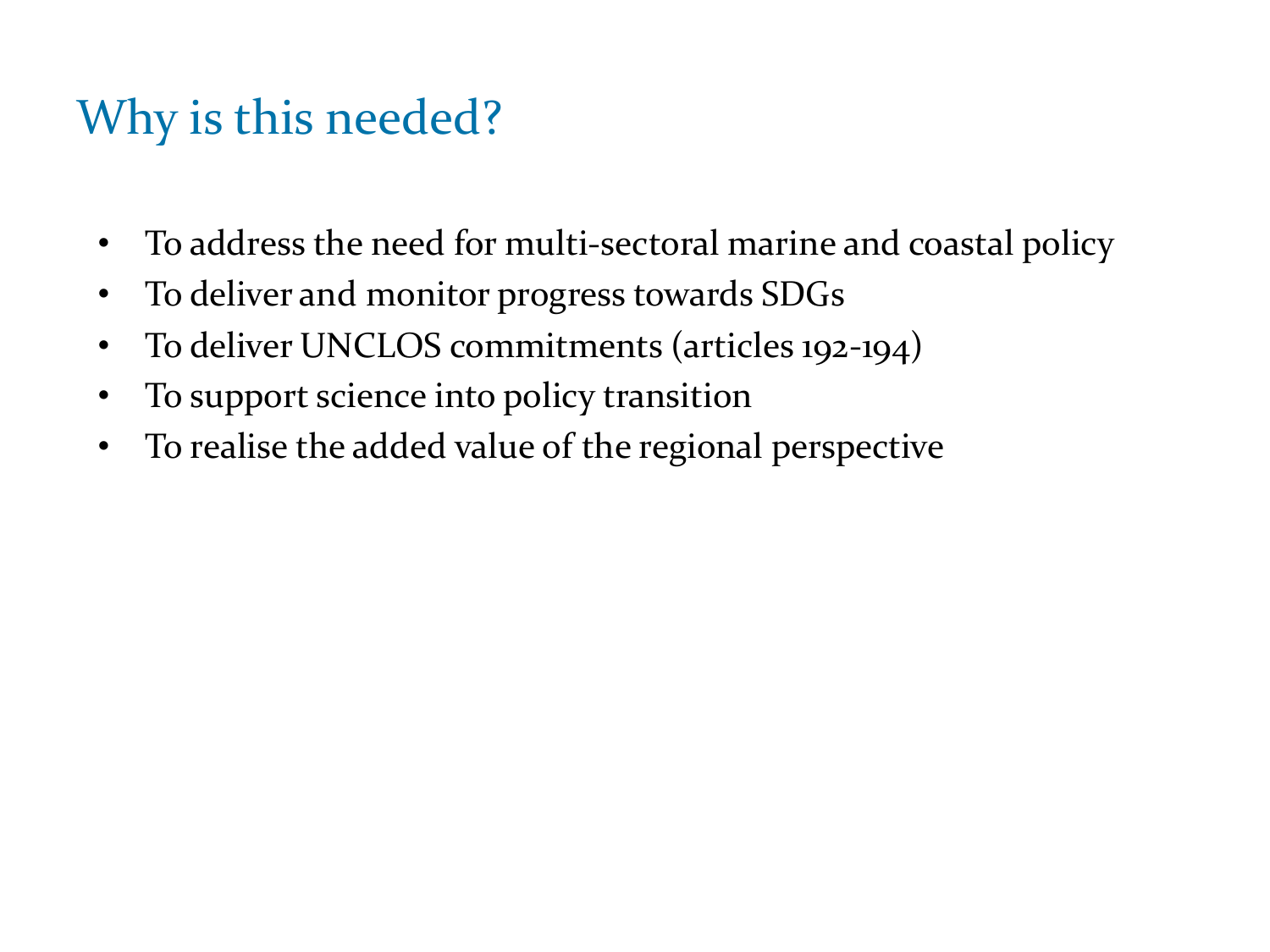# Why is this needed?

- To address the need for multi-sectoral marine and coastal policy
- To deliver and monitor progress towards SDGs
- To deliver UNCLOS commitments (articles 192-194)
- To support science into policy transition
- To realise the added value of the regional perspective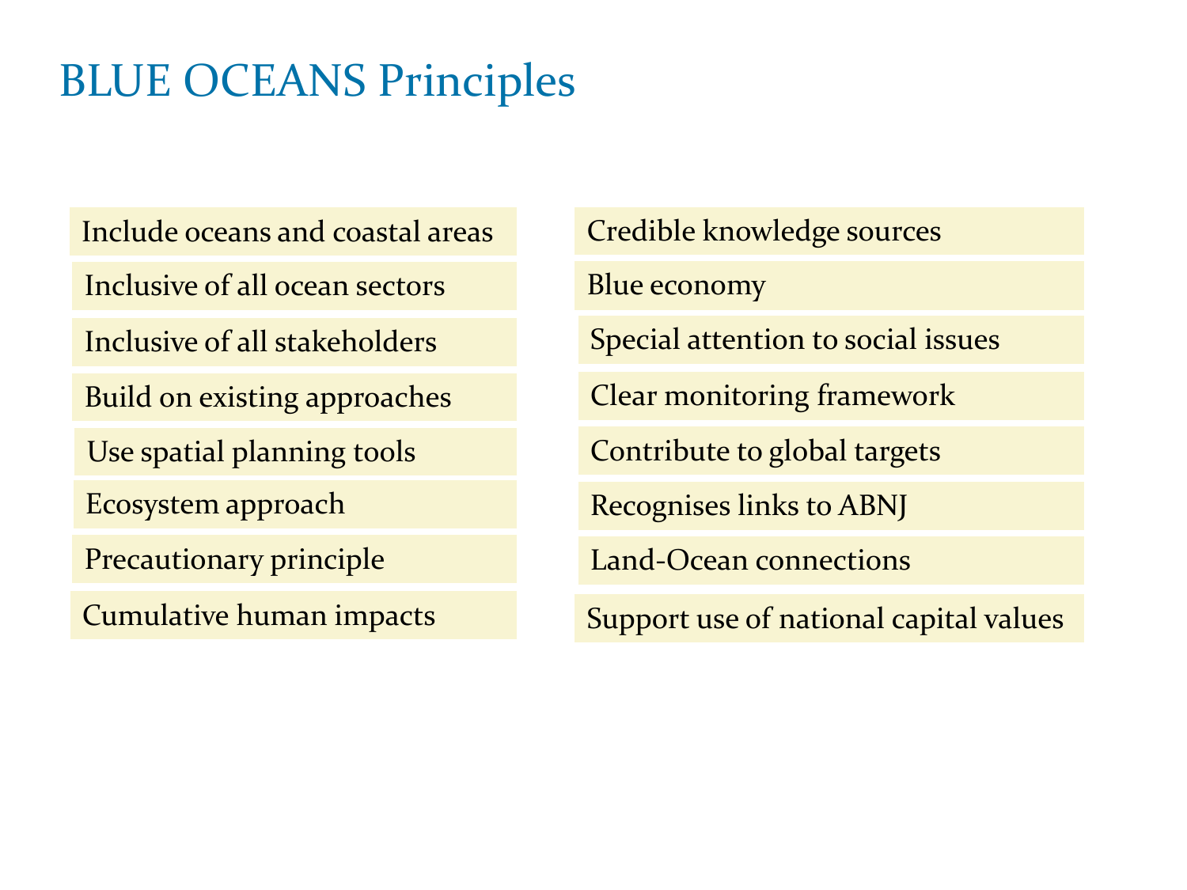# BLUE OCEANS Principles

- Include oceans and coastal areas
- Inclusive of all ocean sectors
- Inclusive of all stakeholders
- Build on existing approaches
- Use spatial planning tools
- Ecosystem approach
- Precautionary principle
- Cumulative human impacts
- Credible knowledge sources
- Blue economy
- Special attention to social issues
- Clear monitoring framework
- Contribute to global targets
- Recognises links to ABNJ
- Land-Ocean connections
- Support use of national capital values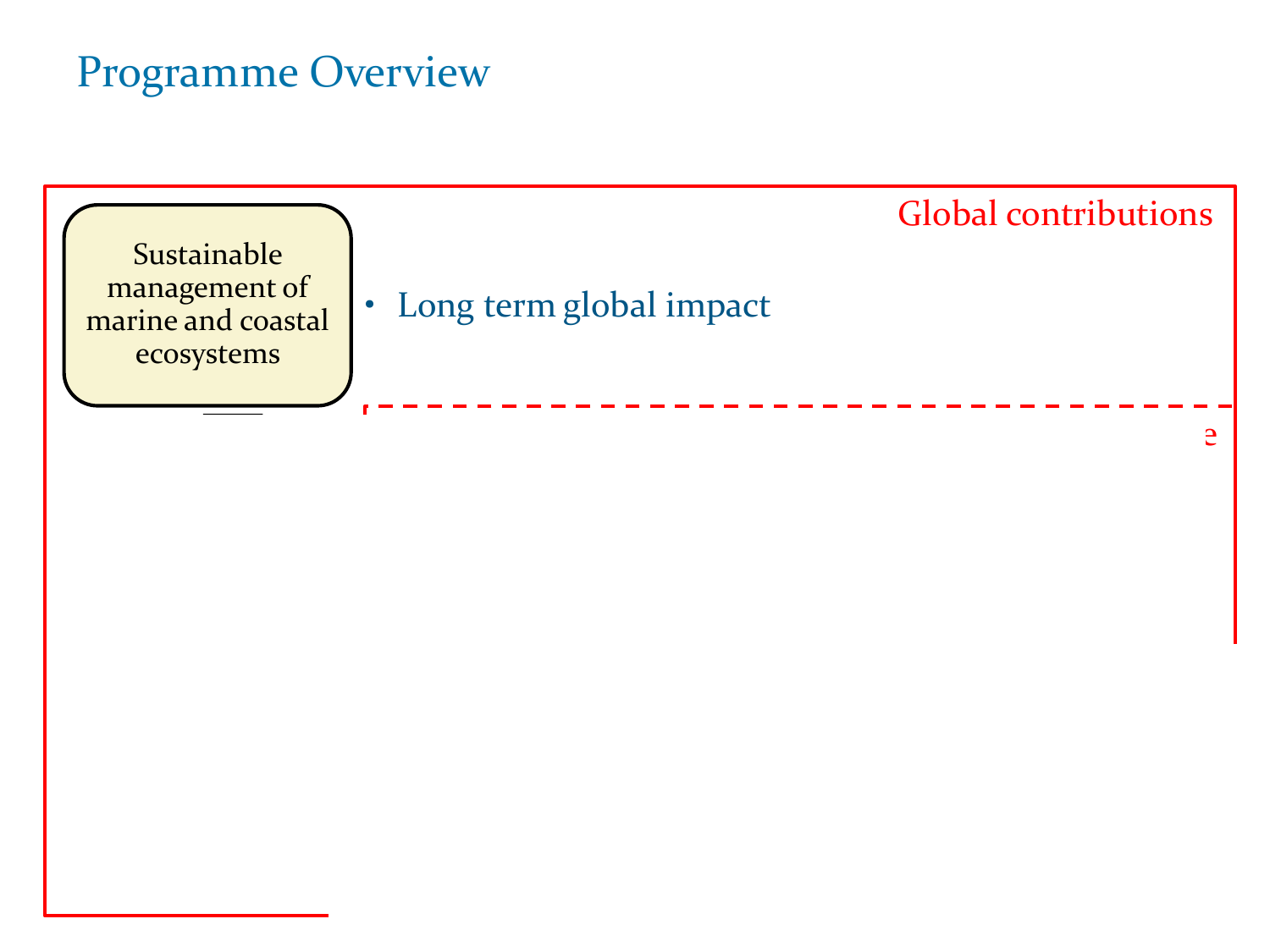# Programme Overview

Global contributions

Sustainable management of marine and coastal ecosystems

- Long term global impact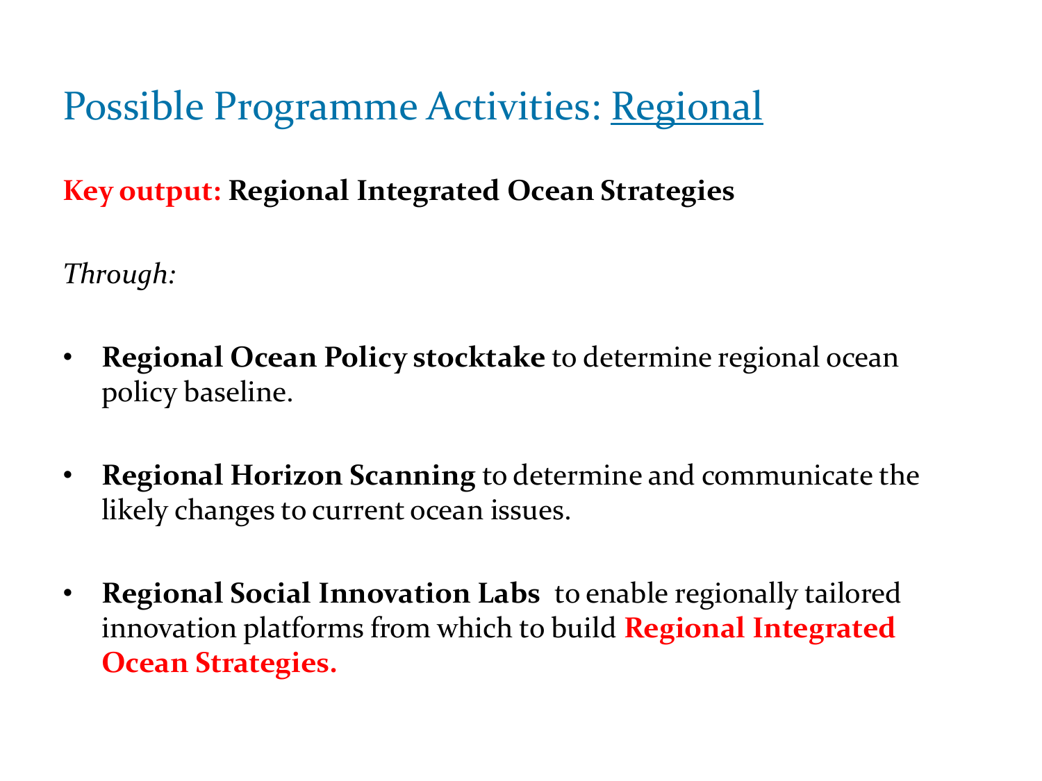# Possible Programme Activities: Regional

**Key output: Regional Integrated Ocean Strategies**

*Through:*

- **Regional Ocean Policy stocktake** to determine regional ocean policy baseline.
- **Regional Horizon Scanning** to determine and communicate the likely changes to current ocean issues.
- **Regional Social Innovation Labs** to enable regionally tailored innovation platforms from which to build **Regional Integrated Ocean Strategies.**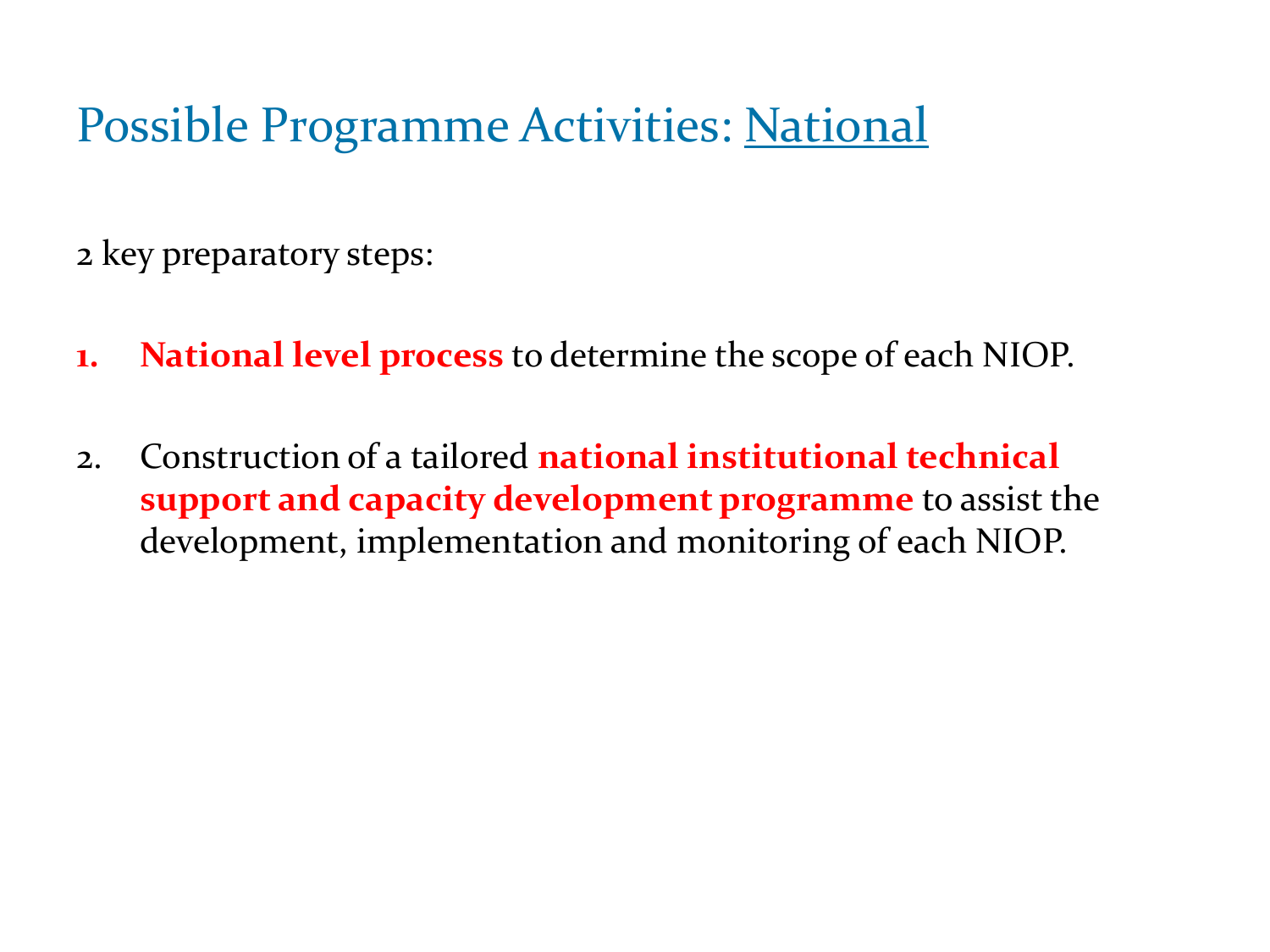# Possible Programme Activities: National

2 key preparatory steps:

1. **National level process** to determine the scope of each NIOP.

2. Construction of a tailored **national institutional technical support and capacity development programme** to assist the development, implementation and monitoring of each NIOP.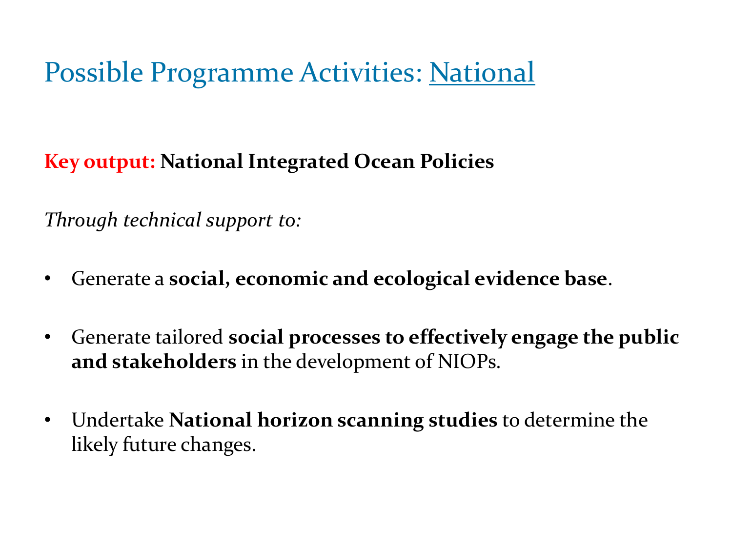# Possible Programme Activities: National

**Key output: National Integrated Ocean Policies**

*Through technical support to:*

- Generate a **social, economic and ecological evidence base**.
- Generate tailored **social processes to effectively engage the public and stakeholders** in the development of NIOPs.
- Undertake **National horizon scanning studies** to determine the likely future changes.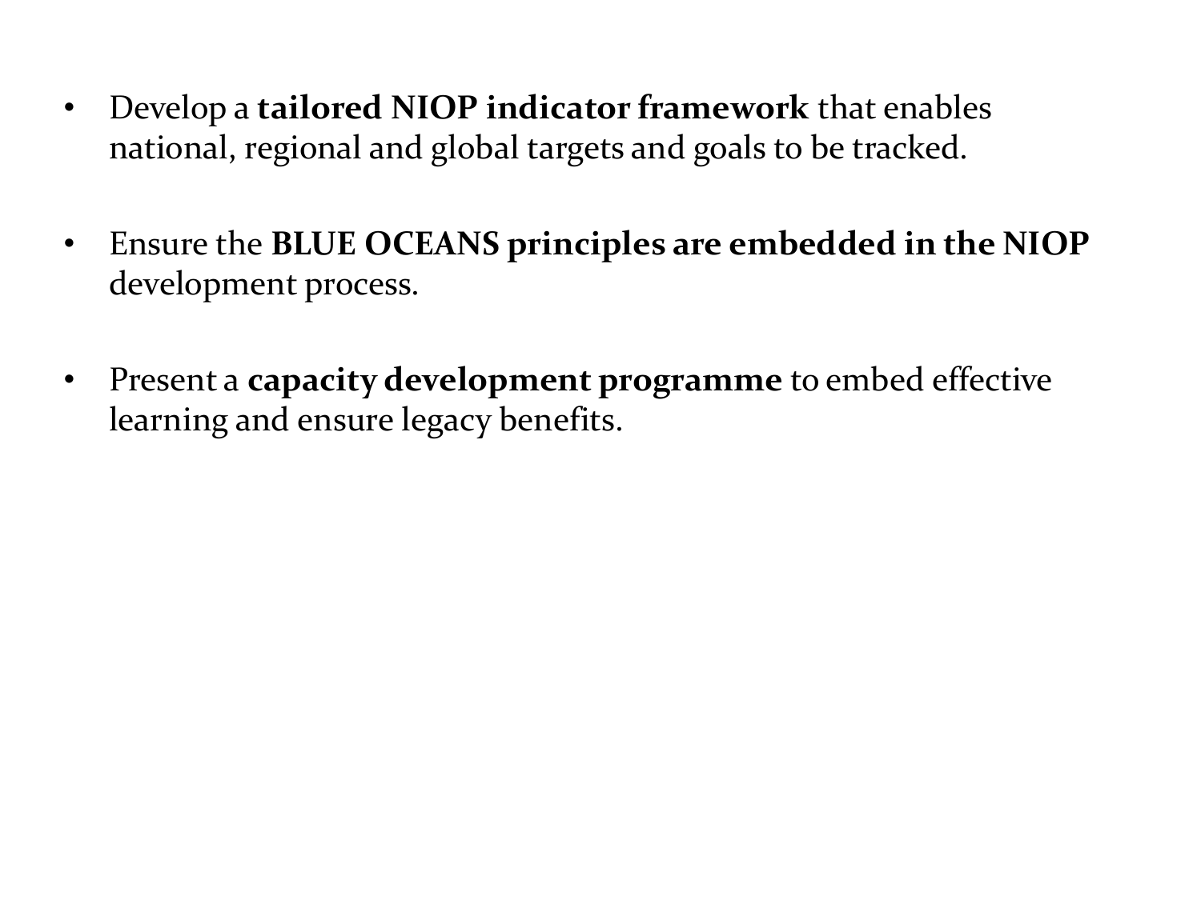- Develop a **tailored NIOP indicator framework** that enables national, regional and global targets and goals to be tracked.

- Ensure the **BLUE OCEANS principles are embedded in the NIOP** development process.

- Present a **capacity development programme** to embed effective learning and ensure legacy benefits.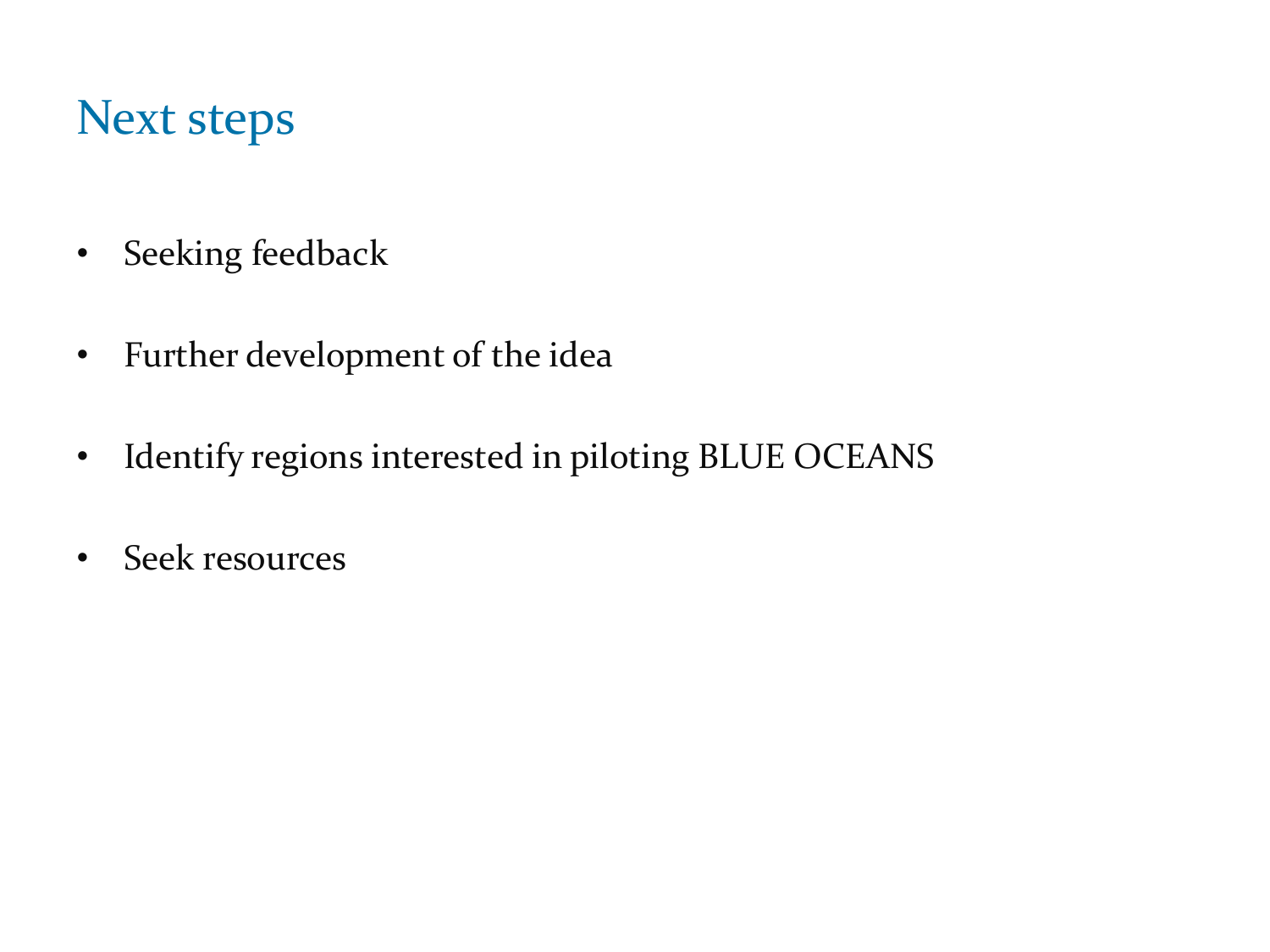# Next steps

- Seeking feedback
- Further development of the idea
- Identify regions interested in piloting BLUE OCEANS
- Seek resources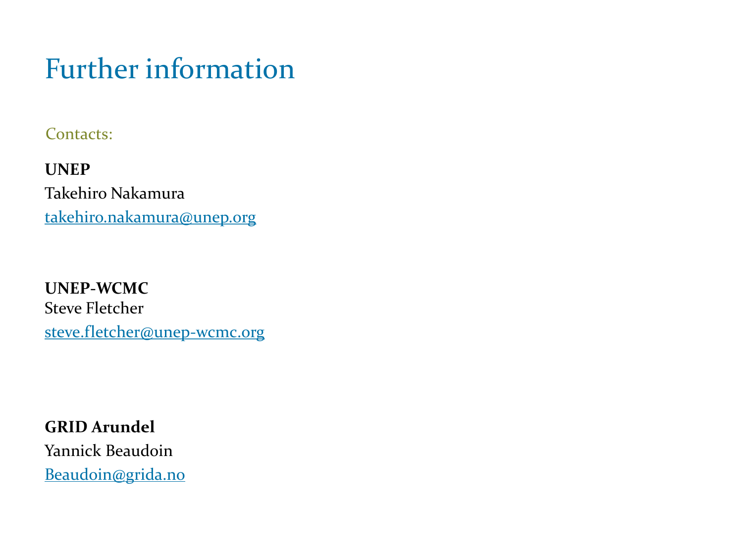# Further information

Contacts:

**UNEP**

Takehiro Nakamura

takehiro.nakamura@unep.org

**UNEP-WCMC**

Steve Fletcher

steve.fletcher@unep-wcmc.org

**GRID Arundel**

Yannick Beaudoin

Beaudoin@grida.no